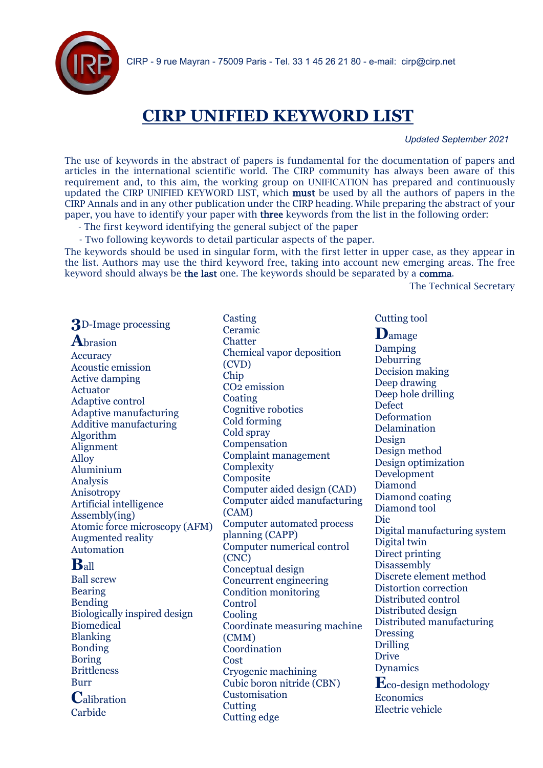CIRP - 9 rue Mayran - 75009 Paris - Tel. 33 1 45 26 21 80 - e-mail: cirp@cirp.net

# CIRP UNIFIED KEYWORD LIST

*Updated September 2021*

The use of keywords in the abstract of papers is fundamental for the documentation of papers and articles in the international scientific world. The CIRP community has always been aware of this requirement and, to this aim, the working group on UNIFICATION has prepared and continuously updated the CIRP UNIFIED KEYWORD LIST, which **must** be used by all the authors of papers in the CIRP Annals and in any other publication under the CIRP heading. While preparing the abstract of your paper, you have to identify your paper with **three** keywords from the list in the following order:

- The first keyword identifying the general subject of the paper
- Two following keywords to detail particular aspects of the paper.

The keywords should be used in singular form, with the first letter in upper case, as they appear in the list. Authors may use the third keyword free, taking into account new emerging areas. The free keyword should always be **the last** one. The keywords should be separated by a **comma**.

The Technical Secretary

3D-Image processing

Abrasion
Accuracy
Acoustic emission
Active damping
Actuator
Adaptive control
Adaptive manufacturing
Additive manufacturing
Algorithm
Alignment
Alloy
Aluminium
Analysis
Anisotropy
Artificial intelligence
Assembly(ing)
Atomic force microscopy (AFM)
Augmented reality
Automation

Ball
Ball screw
Bearing
Bending
Biologically inspired design
Biomedical
Blanking
Bonding
Boring
Brittleness
Burr

Calibration
Carbide
Casting
Ceramic
Chatter
Chemical vapor deposition (CVD)
Chip
CO2 emission
Coating
Cognitive robotics
Cold forming
Cold spray
Compensation
Complaint management
Complexity
Composite
Computer aided design (CAD)
Computer aided manufacturing (CAM)
Computer automated process planning (CAPP)
Computer numerical control (CNC)
Conceptual design
Concurrent engineering
Condition monitoring
Control
Cooling
Coordinate measuring machine (CMM)
Coordination
Cost
Cryogenic machining
Cubic boron nitride (CBN)
Customisation
Cutting
Cutting edge
Cutting tool

Damage
Damping
Deburring
Decision making
Deep drawing
Deep hole drilling
Defect
Deformation
Delamination
Design
Design method
Design optimization
Development
Diamond
Diamond coating
Diamond tool
Die
Digital manufacturing system
Digital twin
Direct printing
Disassembly
Discrete element method
Distortion correction
Distributed control
Distributed design
Distributed manufacturing
Dressing
Drilling
Drive
Dynamics

Eco-design methodology
Economics
Electric vehicle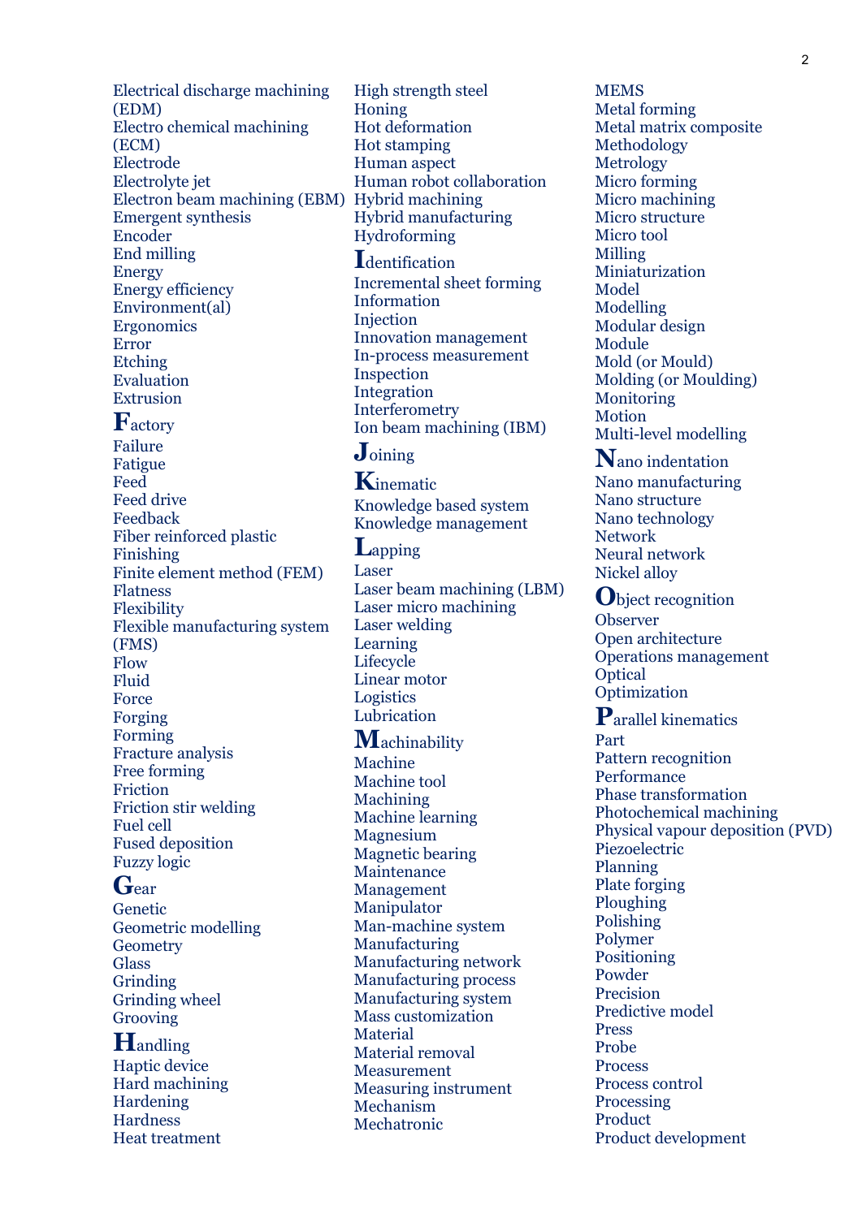Electrical discharge machining (EDM)
Electro chemical machining (ECM)
Electrode
Electrolyte jet
Electron beam machining (EBM)
Emergent synthesis
Encoder
End milling
Energy
Energy efficiency
Environment(al)
Ergonomics
Error
Etching
Evaluation
Extrusion

**F**actory
Failure
Fatigue
Feed
Feed drive
Feedback
Fiber reinforced plastic
Finishing
Finite element method (FEM)
Flatness
Flexibility
Flexible manufacturing system (FMS)
Flow
Fluid
Force
Forging
Forming
Fracture analysis
Free forming
Friction
Friction stir welding
Fuel cell
Fused deposition
Fuzzy logic

**G**ear
Genetic
Geometric modelling
Geometry
Glass
Grinding
Grinding wheel
Grooving

**H**andling
Haptic device
Hard machining
Hardening
Hardness
Heat treatment
High strength steel
Honing
Hot deformation
Hot stamping
Human aspect
Human robot collaboration
Hybrid machining
Hybrid manufacturing
Hydroforming

**I**dentification
Incremental sheet forming
Information
Injection
Innovation management
In-process measurement
Inspection
Integration
Interferometry
Ion beam machining (IBM)

**J**oining

**K**inematic
Knowledge based system
Knowledge management

**L**apping
Laser
Laser beam machining (LBM)
Laser micro machining
Laser welding
Learning
Lifecycle
Linear motor
Logistics
Lubrication

**M**achinability
Machine
Machine tool
Machining
Machine learning
Magnesium
Magnetic bearing
Maintenance
Management
Manipulator
Man-machine system
Manufacturing
Manufacturing network
Manufacturing process
Manufacturing system
Mass customization
Material
Material removal
Measurement
Measuring instrument
Mechanism
Mechatronic
MEMS
Metal forming
Metal matrix composite
Methodology
Metrology
Micro forming
Micro machining
Micro structure
Micro tool
Milling
Miniaturization
Model
Modelling
Modular design
Module
Mold (or Mould)
Molding (or Moulding)
Monitoring
Motion
Multi-level modelling

**N**ano indentation
Nano manufacturing
Nano structure
Nano technology
Network
Neural network
Nickel alloy

**O**bject recognition
Observer
Open architecture
Operations management
Optical
Optimization

**P**arallel kinematics
Part
Pattern recognition
Performance
Phase transformation
Photochemical machining
Physical vapour deposition (PVD)
Piezoelectric
Planning
Plate forging
Ploughing
Polishing
Polymer
Positioning
Powder
Precision
Predictive model
Press
Probe
Process
Process control
Processing
Product
Product development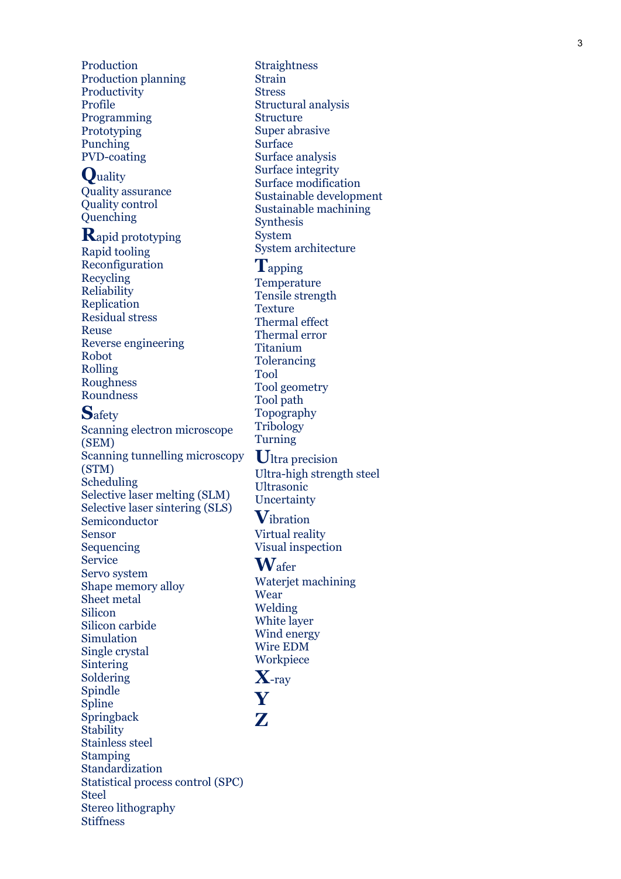Production
Production planning
Productivity
Profile
Programming
Prototyping
Punching
PVD-coating

**Q**uality
Quality assurance
Quality control
Quenching

**R**apid prototyping
Rapid tooling
Reconfiguration
Recycling
Reliability
Replication
Residual stress
Reuse
Reverse engineering
Robot
Rolling
Roughness
Roundness

**S**afety
Scanning electron microscope (SEM)
Scanning tunnelling microscopy (STM)
Scheduling
Selective laser melting (SLM)
Selective laser sintering (SLS)
Semiconductor
Sensor
Sequencing
Service
Servo system
Shape memory alloy
Sheet metal
Silicon
Silicon carbide
Simulation
Single crystal
Sintering
Soldering
Spindle
Spline
Springback
Stability
Stainless steel
Stamping
Standardization
Statistical process control (SPC)
Steel
Stereo lithography
Stiffness
Straightness
Strain
Stress
Structural analysis
Structure
Super abrasive
Surface
Surface analysis
Surface integrity
Surface modification
Sustainable development
Sustainable machining
Synthesis
System
System architecture

**T**apping
Temperature
Tensile strength
Texture
Thermal effect
Thermal error
Titanium
Tolerancing
Tool
Tool geometry
Tool path
Topography
Tribology
Turning

**U**ltra precision
Ultra-high strength steel
Ultrasonic
Uncertainty

**V**ibration
Virtual reality
Visual inspection

**W**afer
Waterjet machining
Wear
Welding
White layer
Wind energy
Wire EDM
Workpiece

**X**-ray

**Y**

**Z**